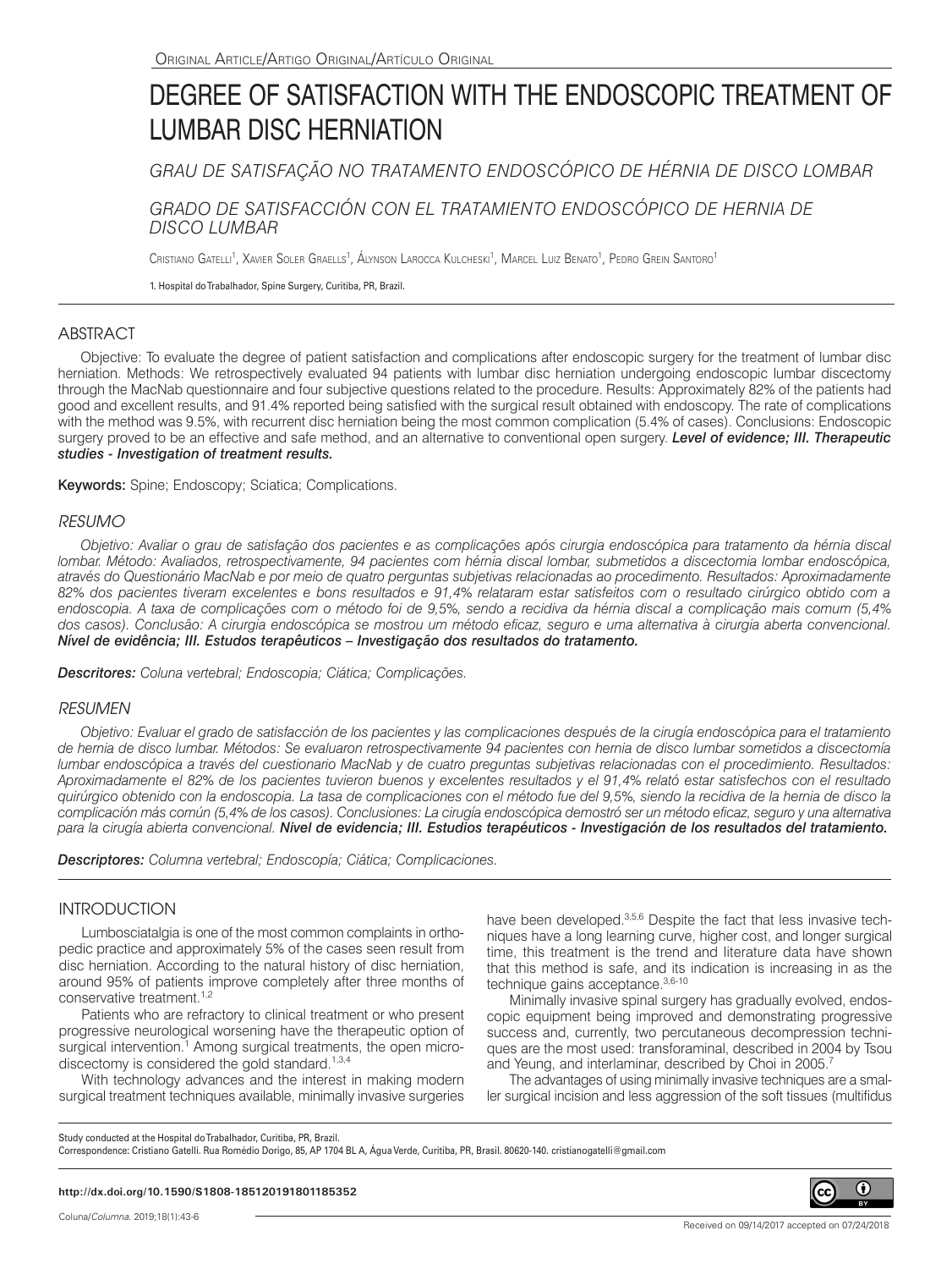Original Article/Artigo Original/Artículo Original

# DEGREE OF SATISFACTION WITH THE ENDOSCOPIC TREATMENT OF LUMBAR DISC HERNIATION

## *GRAU DE SATISFAÇÃO NO TRATAMENTO ENDOSCÓPICO DE HÉRNIA DE DISCO LOMBAR*

## *GRADO DE SATISFACCIÓN CON EL TRATAMIENTO ENDOSCÓPICO DE HERNIA DE DISCO LUMBAR*

Cristiano Gatelli[1], Xavier Soler Graells[1], Álynson Larocca Kulcheski[1], Marcel Luiz Benato[1], Pedro Grein Santoro[1]

1. Hospital do Trabalhador, Spine Surgery, Curitiba, PR, Brazil.

## ABSTRACT

Objective: To evaluate the degree of patient satisfaction and complications after endoscopic surgery for the treatment of lumbar disc herniation. Methods: We retrospectively evaluated 94 patients with lumbar disc herniation undergoing endoscopic lumbar discectomy through the MacNab questionnaire and four subjective questions related to the procedure. Results: Approximately 82% of the patients had good and excellent results, and 91.4% reported being satisfied with the surgical result obtained with endoscopy. The rate of complications with the method was 9.5%, with recurrent disc herniation being the most common complication (5.4% of cases). Conclusions: Endoscopic surgery proved to be an effective and safe method, and an alternative to conventional open surgery. ***Level of evidence; III. Therapeutic studies - Investigation of treatment results.***

**Keywords:** Spine; Endoscopy; Sciatica; Complications.

## *RESUMO*

*Objetivo: Avaliar o grau de satisfação dos pacientes e as complicações após cirurgia endoscópica para tratamento da hérnia discal lombar. Método: Avaliados, retrospectivamente, 94 pacientes com hérnia discal lombar, submetidos a discectomia lombar endoscópica, através do Questionário MacNab e por meio de quatro perguntas subjetivas relacionadas ao procedimento. Resultados: Aproximadamente 82% dos pacientes tiveram excelentes e bons resultados e 91,4% relataram estar satisfeitos com o resultado cirúrgico obtido com a endoscopia. A taxa de complicações com o método foi de 9,5%, sendo a recidiva da hérnia discal a complicação mais comum (5,4% dos casos). Conclusão: A cirurgia endoscópica se mostrou um método eficaz, seguro e uma alternativa à cirurgia aberta convencional.* ***Nível de evidência; III. Estudos terapêuticos – Investigação dos resultados do tratamento.***

***Descritores:*** *Coluna vertebral; Endoscopia; Ciática; Complicações.*

## *RESUMEN*

*Objetivo: Evaluar el grado de satisfacción de los pacientes y las complicaciones después de la cirugía endoscópica para el tratamiento de hernia de disco lumbar. Métodos: Se evaluaron retrospectivamente 94 pacientes con hernia de disco lumbar sometidos a discectomía lumbar endoscópica a través del cuestionario MacNab y de cuatro preguntas subjetivas relacionadas con el procedimiento. Resultados: Aproximadamente el 82% de los pacientes tuvieron buenos y excelentes resultados y el 91,4% relató estar satisfechos con el resultado quirúrgico obtenido con la endoscopia. La tasa de complicaciones con el método fue del 9,5%, siendo la recidiva de la hernia de disco la complicación más común (5,4% de los casos). Conclusiones: La cirugía endoscópica demostró ser un método eficaz, seguro y una alternativa para la cirugía abierta convencional.* ***Nivel de evidencia; III. Estudios terapéuticos - Investigación de los resultados del tratamiento.***

***Descriptores:*** *Columna vertebral; Endoscopía; Ciática; Complicaciones.*

## INTRODUCTION

Lumbosciatalgia is one of the most common complaints in orthopedic practice and approximately 5% of the cases seen result from disc herniation. According to the natural history of disc herniation, around 95% of patients improve completely after three months of conservative treatment.[1,2]

Patients who are refractory to clinical treatment or who present progressive neurological worsening have the therapeutic option of surgical intervention.[1] Among surgical treatments, the open microdiscectomy is considered the gold standard.[1,3,4]

With technology advances and the interest in making modern surgical treatment techniques available, minimally invasive surgeries have been developed.[3,5,6] Despite the fact that less invasive techniques have a long learning curve, higher cost, and longer surgical time, this treatment is the trend and literature data have shown that this method is safe, and its indication is increasing in as the technique gains acceptance.[3,6-10]

Minimally invasive spinal surgery has gradually evolved, endoscopic equipment being improved and demonstrating progressive success and, currently, two percutaneous decompression techniques are the most used: transforaminal, described in 2004 by Tsou and Yeung, and interlaminar, described by Choi in 2005.[7]

The advantages of using minimally invasive techniques are a smaller surgical incision and less aggression of the soft tissues (multifidus

Study conducted at the Hospital do Trabalhador, Curitiba, PR, Brazil.
Correspondence: Cristiano Gatelli. Rua Romédio Dorigo, 85, AP 1704 BL A, Água Verde, Curitiba, PR, Brasil. 80620-140. cristianogatelli@gmail.com

**http://dx.doi.org/10.1590/S1808-185120191801185352**

Received on 09/14/2017 accepted on 07/24/2018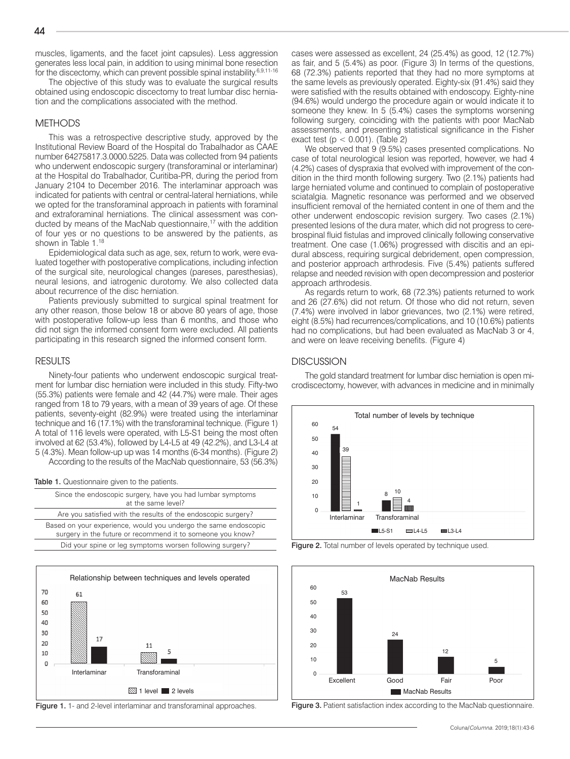muscles, ligaments, and the facet joint capsules). Less aggression generates less local pain, in addition to using minimal bone resection for the discectomy, which can prevent possible spinal instability.[6,9,11-16]

The objective of this study was to evaluate the surgical results obtained using endoscopic discectomy to treat lumbar disc herniation and the complications associated with the method.

## METHODS

This was a retrospective descriptive study, approved by the Institutional Review Board of the Hospital do Trabalhador as CAAE number 64275817.3.0000.5225. Data was collected from 94 patients who underwent endoscopic surgery (transforaminal or interlaminar) at the Hospital do Trabalhador, Curitiba-PR, during the period from January 2104 to December 2016. The interlaminar approach was indicated for patients with central or central-lateral herniations, while we opted for the transforaminal approach in patients with foraminal and extraforaminal herniations. The clinical assessment was conducted by means of the MacNab questionnaire,[17] with the addition of four yes or no questions to be answered by the patients, as shown in Table 1.[18]

Epidemiological data such as age, sex, return to work, were evaluated together with postoperative complications, including infection of the surgical site, neurological changes (pareses, paresthesias), neural lesions, and iatrogenic durotomy. We also collected data about recurrence of the disc herniation.

Patients previously submitted to surgical spinal treatment for any other reason, those below 18 or above 80 years of age, those with postoperative follow-up less than 6 months, and those who did not sign the informed consent form were excluded. All patients participating in this research signed the informed consent form.

## RESULTS

Ninety-four patients who underwent endoscopic surgical treatment for lumbar disc herniation were included in this study. Fifty-two (55.3%) patients were female and 42 (44.7%) were male. Their ages ranged from 18 to 79 years, with a mean of 39 years of age. Of these patients, seventy-eight (82.9%) were treated using the interlaminar technique and 16 (17.1%) with the transforaminal technique. (Figure 1) A total of 116 levels were operated, with L5-S1 being the most often involved at 62 (53.4%), followed by L4-L5 at 49 (42.2%), and L3-L4 at 5 (4.3%). Mean follow-up up was 14 months (6-34 months). (Figure 2)

According to the results of the MacNab questionnaire, 53 (56.3%) cases were assessed as excellent, 24 (25.4%) as good, 12 (12.7%) as fair, and 5 (5.4%) as poor. (Figure 3) In terms of the questions, 68 (72.3%) patients reported that they had no more symptoms at the same levels as previously operated. Eighty-six (91.4%) said they were satisfied with the results obtained with endoscopy. Eighty-nine (94.6%) would undergo the procedure again or would indicate it to someone they knew. In 5 (5.4%) cases the symptoms worsening following surgery, coinciding with the patients with poor MacNab assessments, and presenting statistical significance in the Fisher exact test ($p < 0.001$). (Table 2)

**Table 1.** Questionnaire given to the patients.

| |
|---|
| Since the endoscopic surgery, have you had lumbar symptoms at the same level? |
| Are you satisfied with the results of the endoscopic surgery? |
| Based on your experience, would you undergo the same endoscopic surgery in the future or recommend it to someone you know? |
| Did your spine or leg symptoms worsen following surgery? |

Figure 1. 1- and 2-level interlaminar and transforaminal approaches.

We observed that 9 (9.5%) cases presented complications. No case of total neurological lesion was reported, however, we had 4 (4.2%) cases of dyspraxia that evolved with improvement of the condition in the third month following surgery. Two (2.1%) patients had large herniated volume and continued to complain of postoperative sciatalgia. Magnetic resonance was performed and we observed insufficient removal of the herniated content in one of them and the other underwent endoscopic revision surgery. Two cases (2.1%) presented lesions of the dura mater, which did not progress to cerebrospinal fluid fistulas and improved clinically following conservative treatment. One case (1.06%) progressed with discitis and an epidural abscess, requiring surgical debridement, open compression, and posterior approach arthrodesis. Five (5.4%) patients suffered relapse and needed revision with open decompression and posterior approach arthrodesis.

As regards return to work, 68 (72.3%) patients returned to work and 26 (27.6%) did not return. Of those who did not return, seven (7.4%) were involved in labor grievances, two (2.1%) were retired, eight (8.5%) had recurrences/complications, and 10 (10.6%) patients had no complications, but had been evaluated as MacNab 3 or 4, and were on leave receiving benefits. (Figure 4)

## DISCUSSION

The gold standard treatment for lumbar disc herniation is open microdiscectomy, however, with advances in medicine and in minimally

Figure 2. Total number of levels operated by technique used.

Figure 3. Patient satisfaction index according to the MacNab questionnaire.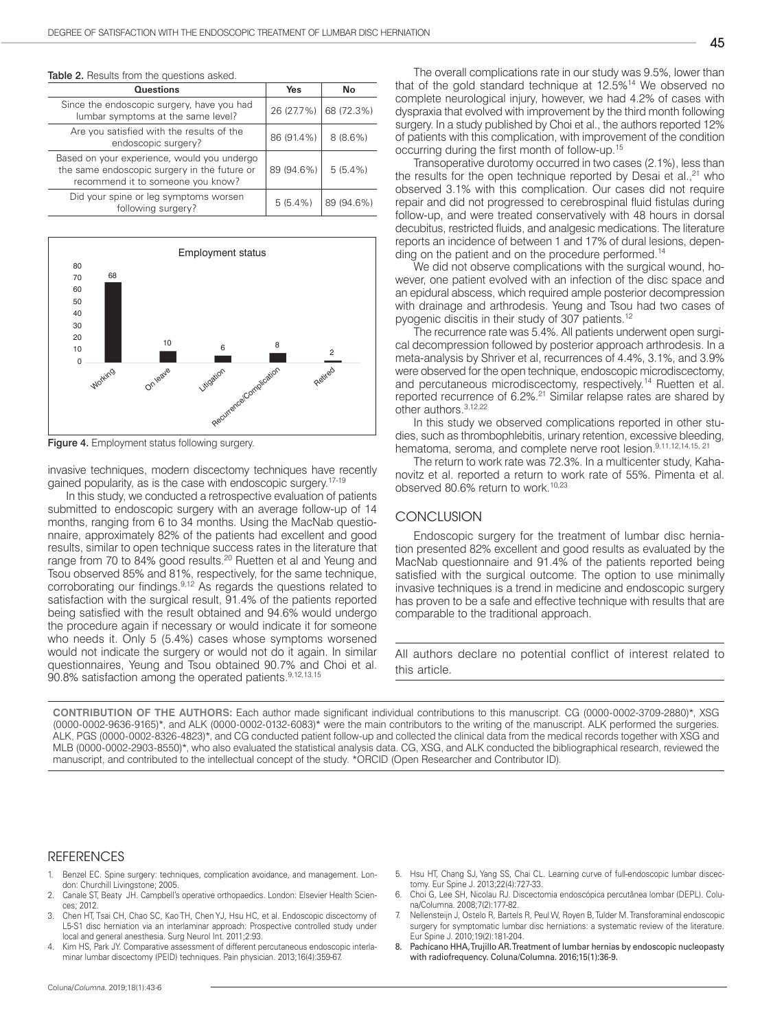**Table 2.** Results from the questions asked.

| Questions | Yes | No |
|---|---|---|
| Since the endoscopic surgery, have you had lumbar symptoms at the same level? | 26 (27.7%) | 68 (72.3%) |
| Are you satisfied with the results of the endoscopic surgery? | 86 (91.4%) | 8 (8.6%) |
| Based on your experience, would you undergo the same endoscopic surgery in the future or recommend it to someone you know? | 89 (94.6%) | 5 (5.4%) |
| Did your spine or leg symptoms worsen following surgery? | 5 (5.4%) | 89 (94.6%) |

**Figure 4.** Employment status following surgery.

invasive techniques, modern discectomy techniques have recently gained popularity, as is the case with endoscopic surgery.[17-19]

In this study, we conducted a retrospective evaluation of patients submitted to endoscopic surgery with an average follow-up of 14 months, ranging from 6 to 34 months. Using the MacNab questionnaire, approximately 82% of the patients had excellent and good results, similar to open technique success rates in the literature that range from 70 to 84% good results.[20] Ruetten et al and Yeung and Tsou observed 85% and 81%, respectively, for the same technique, corroborating our findings.[9,12] As regards the questions related to satisfaction with the surgical result, 91.4% of the patients reported being satisfied with the result obtained and 94.6% would undergo the procedure again if necessary or would indicate it for someone who needs it. Only 5 (5.4%) cases whose symptoms worsened would not indicate the surgery or would not do it again. In similar questionnaires, Yeung and Tsou obtained 90.7% and Choi et al. 90.8% satisfaction among the operated patients.[9,12,13,15]

The overall complications rate in our study was 9.5%, lower than that of the gold standard technique at 12.5%[14] We observed no complete neurological injury, however, we had 4.2% of cases with dyspraxia that evolved with improvement by the third month following surgery. In a study published by Choi et al., the authors reported 12% of patients with this complication, with improvement of the condition occurring during the first month of follow-up.[15]

Transoperative durotomy occurred in two cases (2.1%), less than the results for the open technique reported by Desai et al.,[21] who observed 3.1% with this complication. Our cases did not require repair and did not progressed to cerebrospinal fluid fistulas during follow-up, and were treated conservatively with 48 hours in dorsal decubitus, restricted fluids, and analgesic medications. The literature reports an incidence of between 1 and 17% of dural lesions, depending on the patient and on the procedure performed.[14]

We did not observe complications with the surgical wound, however, one patient evolved with an infection of the disc space and an epidural abscess, which required ample posterior decompression with drainage and arthrodesis. Yeung and Tsou had two cases of pyogenic discitis in their study of 307 patients.[12]

The recurrence rate was 5.4%. All patients underwent open surgical decompression followed by posterior approach arthrodesis. In a meta-analysis by Shriver et al, recurrences of 4.4%, 3.1%, and 3.9% were observed for the open technique, endoscopic microdiscectomy, and percutaneous microdiscectomy, respectively.[14] Ruetten et al. reported recurrence of 6.2%.[21] Similar relapse rates are shared by other authors.[3,12,22]

In this study we observed complications reported in other studies, such as thrombophlebitis, urinary retention, excessive bleeding, hematoma, seroma, and complete nerve root lesion.[9,11,12,14,15,21]

The return to work rate was 72.3%. In a multicenter study, Kahanovitz et al. reported a return to work rate of 55%. Pimenta et al. observed 80.6% return to work.[10,23]

## CONCLUSION

Endoscopic surgery for the treatment of lumbar disc herniation presented 82% excellent and good results as evaluated by the MacNab questionnaire and 91.4% of the patients reported being satisfied with the surgical outcome. The option to use minimally invasive techniques is a trend in medicine and endoscopic surgery has proven to be a safe and effective technique with results that are comparable to the traditional approach.

All authors declare no potential conflict of interest related to this article.

**CONTRIBUTION OF THE AUTHORS:** Each author made significant individual contributions to this manuscript. CG (0000-0002-3709-2880)*, XSG (0000-0002-9636-9165)*, and ALK (0000-0002-0132-6083)* were the main contributors to the writing of the manuscript. ALK performed the surgeries. ALK, PGS (0000-0002-8326-4823)*, and CG conducted patient follow-up and collected the clinical data from the medical records together with XSG and MLB (0000-0002-2903-8550)*, who also evaluated the statistical analysis data. CG, XSG, and ALK conducted the bibliographical research, reviewed the manuscript, and contributed to the intellectual concept of the study. *ORCID (Open Researcher and Contributor ID).

## REFERENCES

1. Benzel EC. Spine surgery: techniques, complication avoidance, and management. London: Churchill Livingstone; 2005.
2. Canale ST, Beaty JH. Campbell's operative orthopaedics. London: Elsevier Health Sciences; 2012.
3. Chen HT, Tsai CH, Chao SC, Kao TH, Chen YJ, Hsu HC, et al. Endoscopic discectomy of L5-S1 disc herniation via an interlaminar approach: Prospective controlled study under local and general anesthesia. Surg Neurol Int. 2011;2:93.
4. Kim HS, Park JY. Comparative assessment of different percutaneous endoscopic interlaminar lumbar discectomy (PEID) techniques. Pain physician. 2013;16(4):359-67.
5. Hsu HT, Chang SJ, Yang SS, Chai CL. Learning curve of full-endoscopic lumbar discectomy. Eur Spine J. 2013;22(4):727-33.
6. Choi G, Lee SH, Nicolau RJ. Discectomia endoscópica percutânea lombar (DEPL). Coluna/Columna. 2008;7(2):177-82.
7. Nellensteijn J, Ostelo R, Bartels R, Peul W, Royen B, Tulder M. Transforaminal endoscopic surgery for symptomatic lumbar disc herniations: a systematic review of the literature. Eur Spine J. 2010;19(2):181-204.
8. Pachicano HHA, Trujillo AR. Treatment of lumbar hernias by endoscopic nucleopasty with radiofrequency. Coluna/Columna. 2016;15(1):36-9.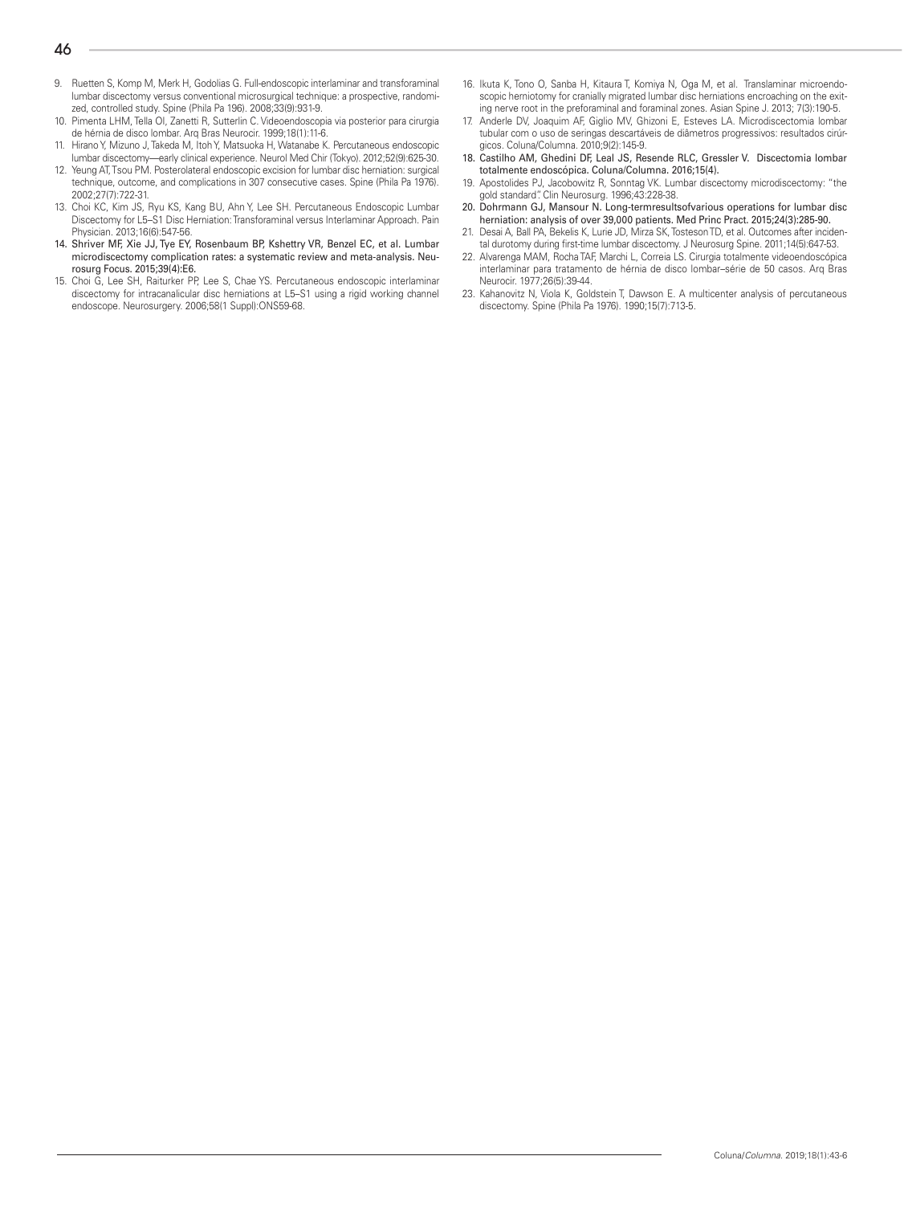9. Ruetten S, Komp M, Merk H, Godolias G. Full-endoscopic interlaminar and transforaminal lumbar discectomy versus conventional microsurgical technique: a prospective, randomized, controlled study. Spine (Phila Pa 196). 2008;33(9):931-9.
10. Pimenta LHM, Tella OI, Zanetti R, Sutterlin C. Videoendoscopia via posterior para cirurgia de hérnia de disco lombar. Arq Bras Neurocir. 1999;18(1):11-6.
11. Hirano Y, Mizuno J, Takeda M, Itoh Y, Matsuoka H, Watanabe K. Percutaneous endoscopic lumbar discectomy—early clinical experience. Neurol Med Chir (Tokyo). 2012;52(9):625-30.
12. Yeung AT, Tsou PM. Posterolateral endoscopic excision for lumbar disc herniation: surgical technique, outcome, and complications in 307 consecutive cases. Spine (Phila Pa 1976). 2002;27(7):722-31.
13. Choi KC, Kim JS, Ryu KS, Kang BU, Ahn Y, Lee SH. Percutaneous Endoscopic Lumbar Discectomy for L5–S1 Disc Herniation: Transforaminal versus Interlaminar Approach. Pain Physician. 2013;16(6):547-56.
14. Shriver MF, Xie JJ, Tye EY, Rosenbaum BP, Kshettry VR, Benzel EC, et al. Lumbar microdiscectomy complication rates: a systematic review and meta-analysis. Neurosurg Focus. 2015;39(4):E6.
15. Choi G, Lee SH, Raiturker PP, Lee S, Chae YS. Percutaneous endoscopic interlaminar discectomy for intracanalicular disc herniations at L5–S1 using a rigid working channel endoscope. Neurosurgery. 2006;58(1 Suppl):ONS59-68.
16. Ikuta K, Tono O, Sanba H, Kitaura T, Komiya N, Oga M, et al. Translaminar microendoscopic herniotomy for cranially migrated lumbar disc herniations encroaching on the exiting nerve root in the preforaminal and foraminal zones. Asian Spine J. 2013; 7(3):190-5.
17. Anderle DV, Joaquim AF, Giglio MV, Ghizoni E, Esteves LA. Microdiscectomia lombar tubular com o uso de seringas descartáveis de diâmetros progressivos: resultados cirúrgicos. Coluna/Columna. 2010;9(2):145-9.
18. Castilho AM, Ghedini DF, Leal JS, Resende RLC, Gressler V. Discectomia lombar totalmente endoscópica. Coluna/Columna. 2016;15(4).
19. Apostolides PJ, Jacobowitz R, Sonntag VK. Lumbar discectomy microdiscectomy: "the gold standard". Clin Neurosurg. 1996;43:228-38.
20. Dohrmann GJ, Mansour N. Long-termresultsofvarious operations for lumbar disc herniation: analysis of over 39,000 patients. Med Princ Pract. 2015;24(3):285-90.
21. Desai A, Ball PA, Bekelis K, Lurie JD, Mirza SK, Tosteson TD, et al. Outcomes after incidental durotomy during first-time lumbar discectomy. J Neurosurg Spine. 2011;14(5):647-53.
22. Alvarenga MAM, Rocha TAF, Marchi L, Correia LS. Cirurgia totalmente videoendoscópica interlaminar para tratamento de hérnia de disco lombar–série de 50 casos. Arq Bras Neurocir. 1977;26(5):39-44.
23. Kahanovitz N, Viola K, Goldstein T, Dawson E. A multicenter analysis of percutaneous discectomy. Spine (Phila Pa 1976). 1990;15(7):713-5.